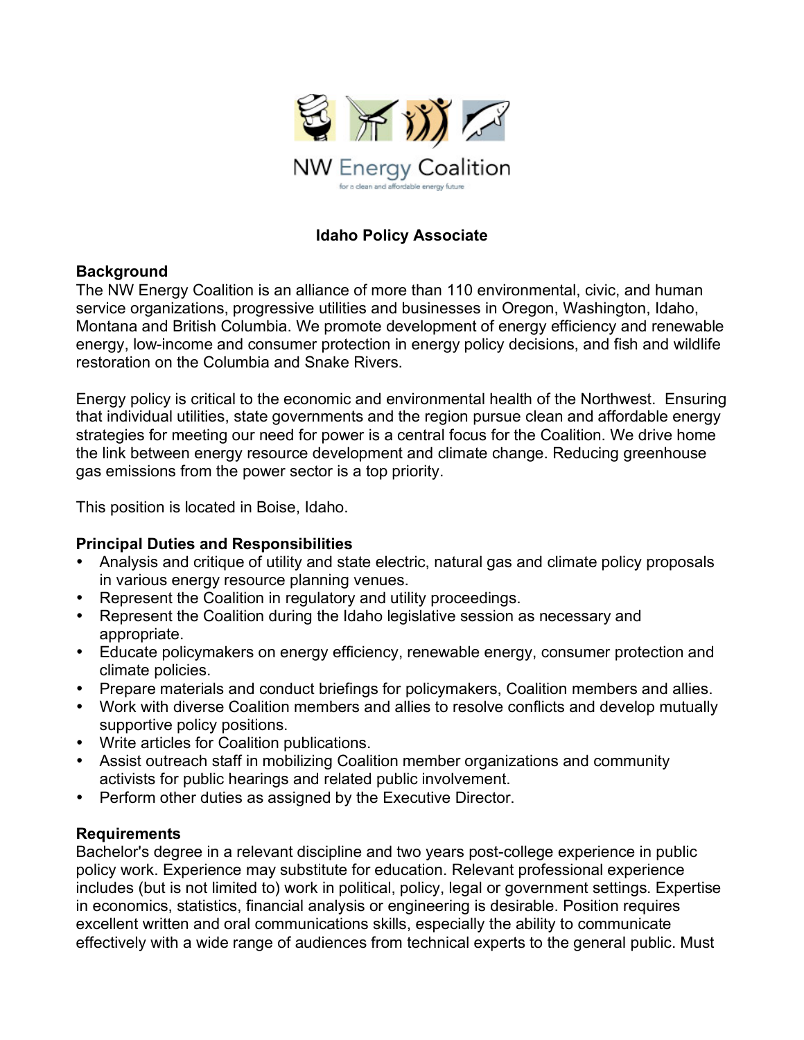NW Energy Coalition

for a clean and affordable energy future

# Idaho Policy Associate

## Background

The NW Energy Coalition is an alliance of more than 110 environmental, civic, and human service organizations, progressive utilities and businesses in Oregon, Washington, Idaho, Montana and British Columbia. We promote development of energy efficiency and renewable energy, low-income and consumer protection in energy policy decisions, and fish and wildlife restoration on the Columbia and Snake Rivers.

Energy policy is critical to the economic and environmental health of the Northwest. Ensuring that individual utilities, state governments and the region pursue clean and affordable energy strategies for meeting our need for power is a central focus for the Coalition. We drive home the link between energy resource development and climate change. Reducing greenhouse gas emissions from the power sector is a top priority.

This position is located in Boise, Idaho.

## Principal Duties and Responsibilities

- Analysis and critique of utility and state electric, natural gas and climate policy proposals in various energy resource planning venues.
- Represent the Coalition in regulatory and utility proceedings.
- Represent the Coalition during the Idaho legislative session as necessary and appropriate.
- Educate policymakers on energy efficiency, renewable energy, consumer protection and climate policies.
- Prepare materials and conduct briefings for policymakers, Coalition members and allies.
- Work with diverse Coalition members and allies to resolve conflicts and develop mutually supportive policy positions.
- Write articles for Coalition publications.
- Assist outreach staff in mobilizing Coalition member organizations and community activists for public hearings and related public involvement.
- Perform other duties as assigned by the Executive Director.

## Requirements

Bachelor's degree in a relevant discipline and two years post-college experience in public policy work. Experience may substitute for education. Relevant professional experience includes (but is not limited to) work in political, policy, legal or government settings. Expertise in economics, statistics, financial analysis or engineering is desirable. Position requires excellent written and oral communications skills, especially the ability to communicate effectively with a wide range of audiences from technical experts to the general public. Must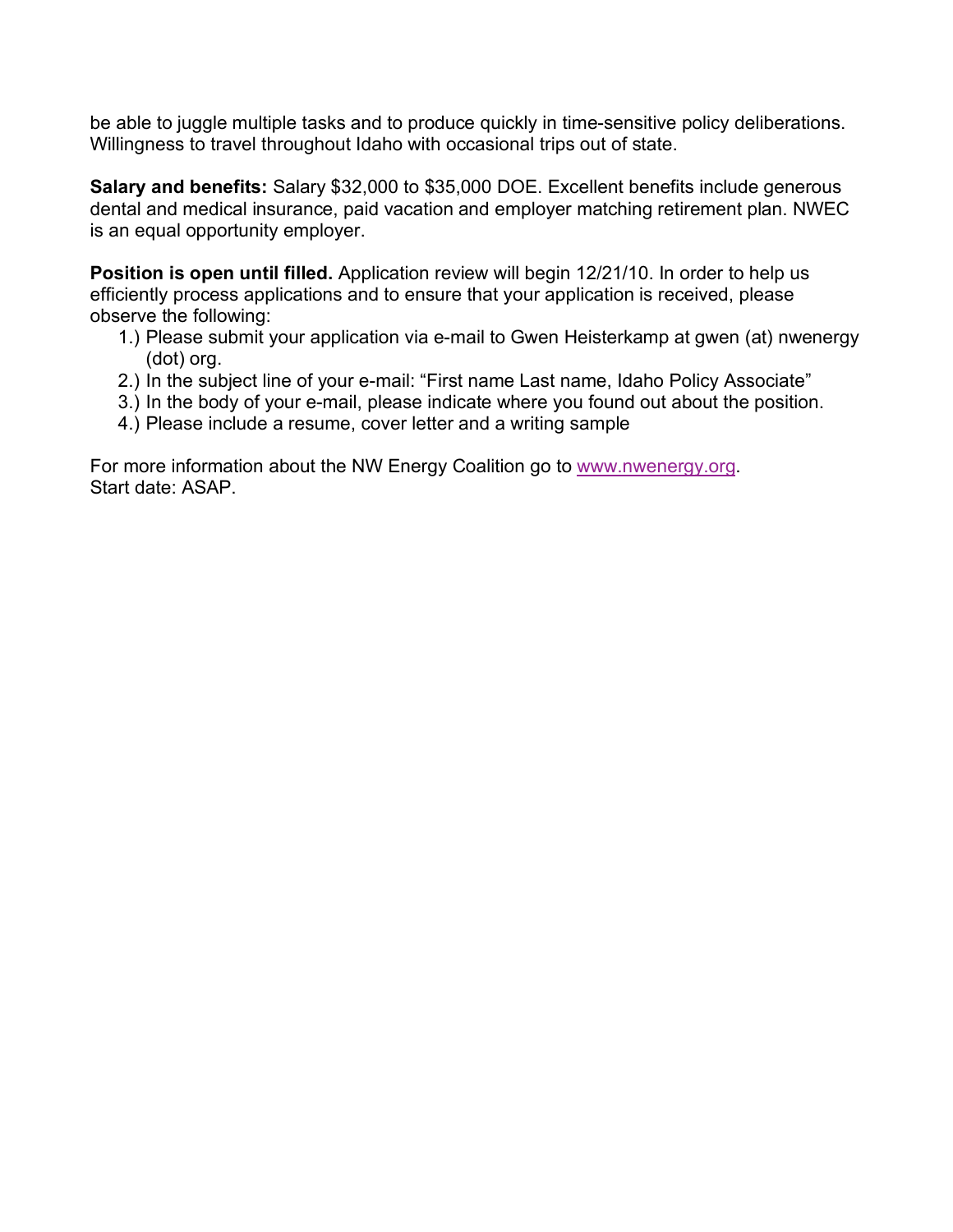be able to juggle multiple tasks and to produce quickly in time-sensitive policy deliberations. Willingness to travel throughout Idaho with occasional trips out of state.

**Salary and benefits:** Salary $32,000 to $35,000 DOE. Excellent benefits include generous dental and medical insurance, paid vacation and employer matching retirement plan. NWEC is an equal opportunity employer.

**Position is open until filled.** Application review will begin 12/21/10. In order to help us efficiently process applications and to ensure that your application is received, please observe the following:

1.) Please submit your application via e-mail to Gwen Heisterkamp at gwen (at) nwenergy (dot) org.
2.) In the subject line of your e-mail: "First name Last name, Idaho Policy Associate"
3.) In the body of your e-mail, please indicate where you found out about the position.
4.) Please include a resume, cover letter and a writing sample

For more information about the NW Energy Coalition go to [www.nwenergy.org](http://www.nwenergy.org).
Start date: ASAP.